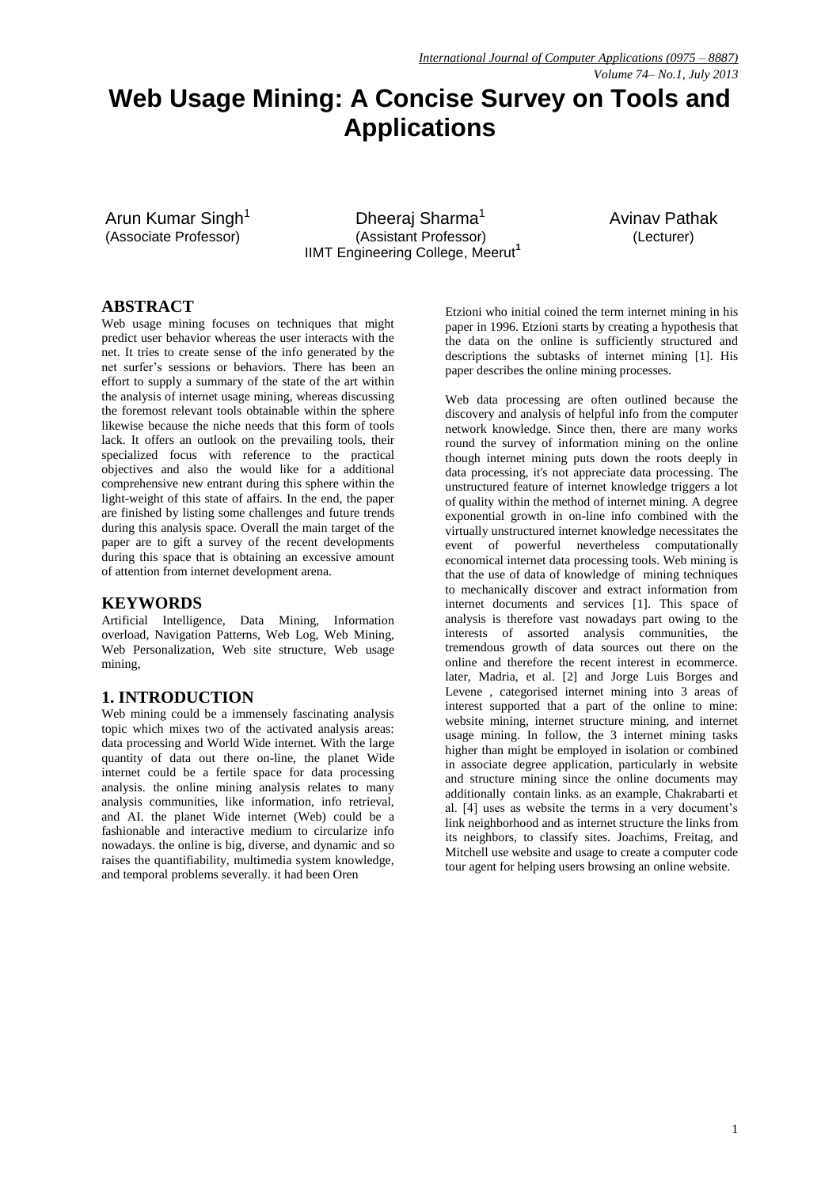# Web Usage Mining: A Concise Survey on Tools and Applications

Arun Kumar Singh[1] (Associate Professor)

Dheeraj Sharma[1] (Assistant Professor)

Avinav Pathak (Lecturer)

IIMT Engineering College, Meerut[1]

## ABSTRACT

Web usage mining focuses on techniques that might predict user behavior whereas the user interacts with the net. It tries to create sense of the info generated by the net surfer's sessions or behaviors. There has been an effort to supply a summary of the state of the art within the analysis of internet usage mining, whereas discussing the foremost relevant tools obtainable within the sphere likewise because the niche needs that this form of tools lack. It offers an outlook on the prevailing tools, their specialized focus with reference to the practical objectives and also the would like for a additional comprehensive new entrant during this sphere within the light-weight of this state of affairs. In the end, the paper are finished by listing some challenges and future trends during this analysis space. Overall the main target of the paper are to gift a survey of the recent developments during this space that is obtaining an excessive amount of attention from internet development arena.

## KEYWORDS

Artificial Intelligence, Data Mining, Information overload, Navigation Patterns, Web Log, Web Mining, Web Personalization, Web site structure, Web usage mining,

## 1. INTRODUCTION

Web mining could be a immensely fascinating analysis topic which mixes two of the activated analysis areas: data processing and World Wide internet. With the large quantity of data out there on-line, the planet Wide internet could be a fertile space for data processing analysis. the online mining analysis relates to many analysis communities, like information, info retrieval, and AI. the planet Wide internet (Web) could be a fashionable and interactive medium to circularize info nowadays. the online is big, diverse, and dynamic and so raises the quantifiability, multimedia system knowledge, and temporal problems severally. it had been Oren Etzioni who initial coined the term internet mining in his paper in 1996. Etzioni starts by creating a hypothesis that the data on the online is sufficiently structured and descriptions the subtasks of internet mining [1]. His paper describes the online mining processes.

Web data processing are often outlined because the discovery and analysis of helpful info from the computer network knowledge. Since then, there are many works round the survey of information mining on the online though internet mining puts down the roots deeply in data processing, it's not appreciate data processing. The unstructured feature of internet knowledge triggers a lot of quality within the method of internet mining. A degree exponential growth in on-line info combined with the virtually unstructured internet knowledge necessitates the event of powerful nevertheless computationally economical internet data processing tools. Web mining is that the use of data of knowledge of mining techniques to mechanically discover and extract information from internet documents and services [1]. This space of analysis is therefore vast nowadays part owing to the interests of assorted analysis communities, the tremendous growth of data sources out there on the online and therefore the recent interest in ecommerce. later, Madria, et al. [2] and Jorge Luis Borges and Levene , categorised internet mining into 3 areas of interest supported that a part of the online to mine: website mining, internet structure mining, and internet usage mining. In follow, the 3 internet mining tasks higher than might be employed in isolation or combined in associate degree application, particularly in website and structure mining since the online documents may additionally contain links. as an example, Chakrabarti et al. [4] uses as website the terms in a very document's link neighborhood and as internet structure the links from its neighbors, to classify sites. Joachims, Freitag, and Mitchell use website and usage to create a computer code tour agent for helping users browsing an online website.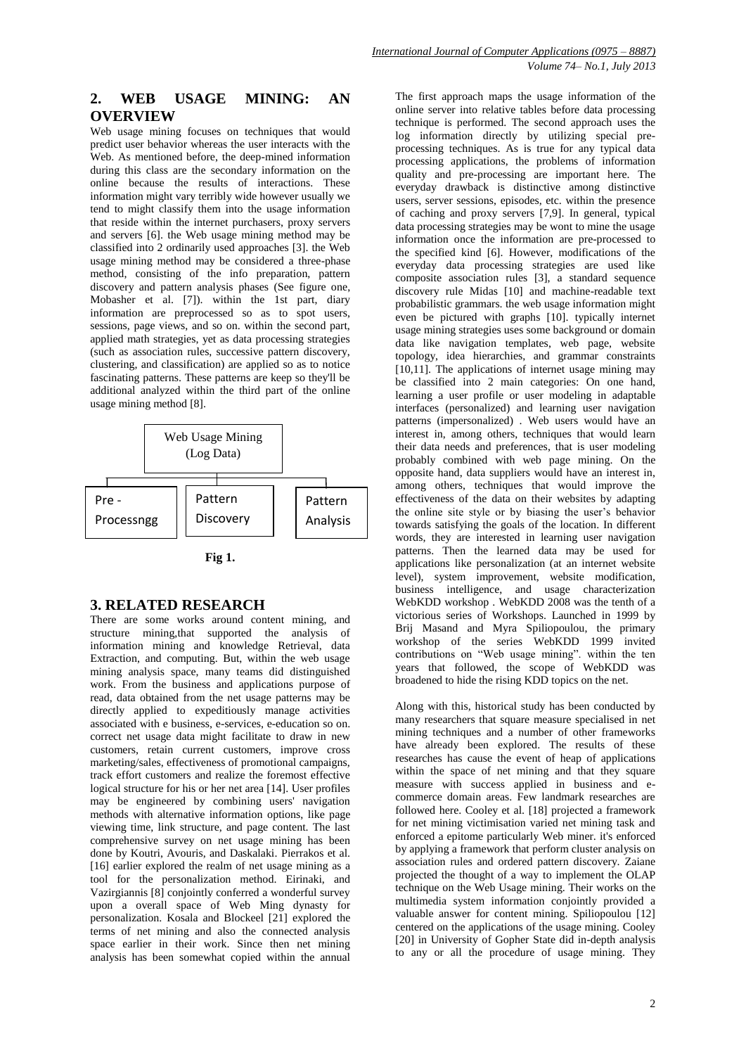## 2. WEB USAGE MINING: AN OVERVIEW

Web usage mining focuses on techniques that would predict user behavior whereas the user interacts with the Web. As mentioned before, the deep-mined information during this class are the secondary information on the online because the results of interactions. These information might vary terribly wide however usually we tend to might classify them into the usage information that reside within the internet purchasers, proxy servers and servers [6]. the Web usage mining method may be classified into 2 ordinarily used approaches [3]. the Web usage mining method may be considered a three-phase method, consisting of the info preparation, pattern discovery and pattern analysis phases (See figure one, Mobasher et al. [7]). within the 1st part, diary information are preprocessed so as to spot users, sessions, page views, and so on. within the second part, applied math strategies, yet as data processing strategies (such as association rules, successive pattern discovery, clustering, and classification) are applied so as to notice fascinating patterns. These patterns are keep so they'll be additional analyzed within the third part of the online usage mining method [8].

Web Usage Mining (Log Data)

Pre - Processngg | Pattern Discovery | Pattern Analysis

**Fig 1.**

## 3. RELATED RESEARCH

There are some works around content mining, and structure mining,that supported the analysis of information mining and knowledge Retrieval, data Extraction, and computing. But, within the web usage mining analysis space, many teams did distinguished work. From the business and applications purpose of read, data obtained from the net usage patterns may be directly applied to expeditiously manage activities associated with e business, e-services, e-education so on. correct net usage data might facilitate to draw in new customers, retain current customers, improve cross marketing/sales, effectiveness of promotional campaigns, track effort customers and realize the foremost effective logical structure for his or her net area [14]. User profiles may be engineered by combining users' navigation methods with alternative information options, like page viewing time, link structure, and page content. The last comprehensive survey on net usage mining has been done by Koutri, Avouris, and Daskalaki. Pierrakos et al. [16] earlier explored the realm of net usage mining as a tool for the personalization method. Eirinaki, and Vazirgiannis [8] conjointly conferred a wonderful survey upon a overall space of Web Ming dynasty for personalization. Kosala and Blockeel [21] explored the terms of net mining and also the connected analysis space earlier in their work. Since then net mining analysis has been somewhat copied within the annual

The first approach maps the usage information of the online server into relative tables before data processing technique is performed. The second approach uses the log information directly by utilizing special pre-processing techniques. As is true for any typical data processing applications, the problems of information quality and pre-processing are important here. The everyday drawback is distinctive among distinctive users, server sessions, episodes, etc. within the presence of caching and proxy servers [7,9]. In general, typical data processing strategies may be wont to mine the usage information once the information are pre-processed to the specified kind [6]. However, modifications of the everyday data processing strategies are used like composite association rules [3], a standard sequence discovery rule Midas [10] and machine-readable text probabilistic grammars. the web usage information might even be pictured with graphs [10]. typically internet usage mining strategies uses some background or domain data like navigation templates, web page, website topology, idea hierarchies, and grammar constraints [10,11]. The applications of internet usage mining may be classified into 2 main categories: On one hand, learning a user profile or user modeling in adaptable interfaces (personalized) and learning user navigation patterns (impersonalized) . Web users would have an interest in, among others, techniques that would learn their data needs and preferences, that is user modeling probably combined with web page mining. On the opposite hand, data suppliers would have an interest in, among others, techniques that would improve the effectiveness of the data on their websites by adapting the online site style or by biasing the user's behavior towards satisfying the goals of the location. In different words, they are interested in learning user navigation patterns. Then the learned data may be used for applications like personalization (at an internet website level), system improvement, website modification, business intelligence, and usage characterization WebKDD workshop . WebKDD 2008 was the tenth of a victorious series of Workshops. Launched in 1999 by Brij Masand and Myra Spiliopoulou, the primary workshop of the series WebKDD 1999 invited contributions on "Web usage mining". within the ten years that followed, the scope of WebKDD was broadened to hide the rising KDD topics on the net.

Along with this, historical study has been conducted by many researchers that square measure specialised in net mining techniques and a number of other frameworks have already been explored. The results of these researches has cause the event of heap of applications within the space of net mining and that they square measure with success applied in business and e-commerce domain areas. Few landmark researches are followed here. Cooley et al. [18] projected a framework for net mining victimisation varied net mining task and enforced a epitome particularly Web miner. it's enforced by applying a framework that perform cluster analysis on association rules and ordered pattern discovery. Zaiane projected the thought of a way to implement the OLAP technique on the Web Usage mining. Their works on the multimedia system information conjointly provided a valuable answer for content mining. Spiliopoulou [12] centered on the applications of the usage mining. Cooley [20] in University of Gopher State did in-depth analysis to any or all the procedure of usage mining. They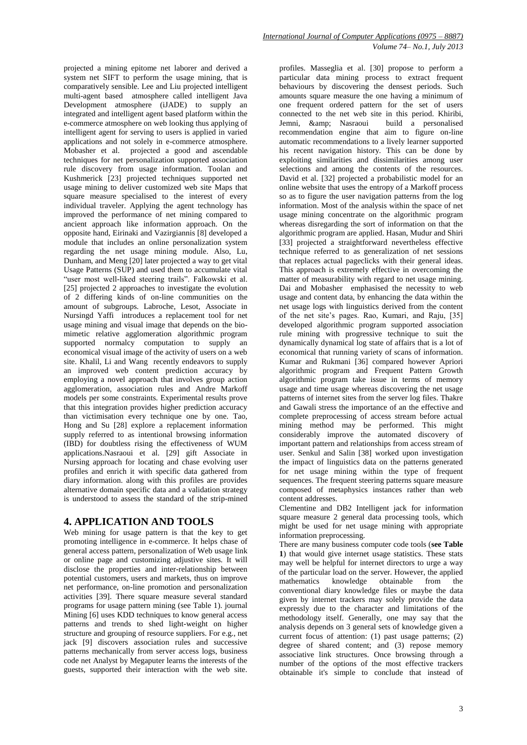projected a mining epitome net laborer and derived a system net SIFT to perform the usage mining, that is comparatively sensible. Lee and Liu projected intelligent multi-agent based atmosphere called intelligent Java Development atmosphere (iJADE) to supply an integrated and intelligent agent based platform within the e-commerce atmosphere on web looking thus applying of intelligent agent for serving to users is applied in varied applications and not solely in e-commerce atmosphere. Mobasher et al. projected a good and ascendable techniques for net personalization supported association rule discovery from usage information. Toolan and Kushmerick [23] projected techniques supported net usage mining to deliver customized web site Maps that square measure specialised to the interest of every individual traveler. Applying the agent technology has improved the performance of net mining compared to ancient approach like information approach. On the opposite hand, Eirinaki and Vazirgiannis [8] developed a module that includes an online personalization system regarding the net usage mining module. Also, Lu, Dunham, and Meng [20] later projected a way to get vital Usage Patterns (SUP) and used them to accumulate vital "user most well-liked steering trails". Falkowski et al. [25] projected 2 approaches to investigate the evolution of 2 differing kinds of on-line communities on the amount of subgroups. Labroche, Lesot, Associate in Nursingd Yaffi introduces a replacement tool for net usage mining and visual image that depends on the bio-mimetic relative agglomeration algorithmic program supported normalcy computation to supply an economical visual image of the activity of users on a web site. Khalil, Li and Wang recently endeavors to supply an improved web content prediction accuracy by employing a novel approach that involves group action agglomeration, association rules and Andre Markoff models per some constraints. Experimental results prove that this integration provides higher prediction accuracy than victimisation every technique one by one. Tao, Hong and Su [28] explore a replacement information supply referred to as intentional browsing information (IBD) for doubtless rising the effectiveness of WUM applications.Nasraoui et al. [29] gift Associate in Nursing approach for locating and chase evolving user profiles and enrich it with specific data gathered from diary information. along with this profiles are provides alternative domain specific data and a validation strategy is understood to assess the standard of the strip-mined profiles. Masseglia et al. [30] propose to perform a particular data mining process to extract frequent behaviours by discovering the densest periods. Such amounts square measure the one having a minimum of one frequent ordered pattern for the set of users connected to the net web site in this period. Khiribi, Jemni, &amp; Nasraoui build a personalised recommendation engine that aim to figure on-line automatic recommendations to a lively learner supported his recent navigation history. This can be done by exploiting similarities and dissimilarities among user selections and among the contents of the resources. David et al. [32] projected a probabilistic model for an online website that uses the entropy of a Markoff process so as to figure the user navigation patterns from the log information. Most of the analysis within the space of net usage mining concentrate on the algorithmic program whereas disregarding the sort of information on that the algorithmic program are applied. Hasan, Mudur and Shiri [33] projected a straightforward nevertheless effective technique referred to as generalization of net sessions that replaces actual pageclicks with their general ideas. This approach is extremely effective in overcoming the matter of measurability with regard to net usage mining. Dai and Mobasher emphasised the necessity to web usage and content data, by enhancing the data within the net usage logs with linguistics derived from the content of the net site's pages. Rao, Kumari, and Raju, [35] developed algorithmic program supported association rule mining with progressive technique to suit the dynamically dynamical log state of affairs that is a lot of economical that running variety of scans of information. Kumar and Rukmani [36] compared however Apriori algorithmic program and Frequent Pattern Growth algorithmic program take issue in terms of memory usage and time usage whereas discovering the net usage patterns of internet sites from the server log files. Thakre and Gawali stress the importance of an the effective and complete preprocessing of access stream before actual mining method may be performed. This might considerably improve the automated discovery of important pattern and relationships from access stream of user. Senkul and Salin [38] worked upon investigation the impact of linguistics data on the patterns generated for net usage mining within the type of frequent sequences. The frequent steering patterns square measure composed of metaphysics instances rather than web content addresses.

## 4. APPLICATION AND TOOLS

Web mining for usage pattern is that the key to get promoting intelligence in e-commerce. It helps chase of general access pattern, personalization of Web usage link or online page and customizing adjustive sites. It will disclose the properties and inter-relationship between potential customers, users and markets, thus on improve net performance, on-line promotion and personalization activities [39]. There square measure several standard programs for usage pattern mining (see Table 1). journal Mining [6] uses KDD techniques to know general access patterns and trends to shed light-weight on higher structure and grouping of resource suppliers. For e.g., net jack [9] discovers association rules and successive patterns mechanically from server access logs, business code net Analyst by Megaputer learns the interests of the guests, supported their interaction with the web site.

Clementine and DB2 Intelligent jack for information square measure 2 general data processing tools, which might be used for net usage mining with appropriate information preprocessing.

There are many business computer code tools (**see Table 1**) that would give internet usage statistics. These stats may well be helpful for internet directors to urge a way of the particular load on the server. However, the applied mathematics knowledge obtainable from the conventional diary knowledge files or maybe the data given by internet trackers may solely provide the data expressly due to the character and limitations of the methodology itself. Generally, one may say that the analysis depends on 3 general sets of knowledge given a current focus of attention: (1) past usage patterns; (2) degree of shared content; and (3) repose memory associative link structures. Once browsing through a number of the options of the most effective trackers obtainable it's simple to conclude that instead of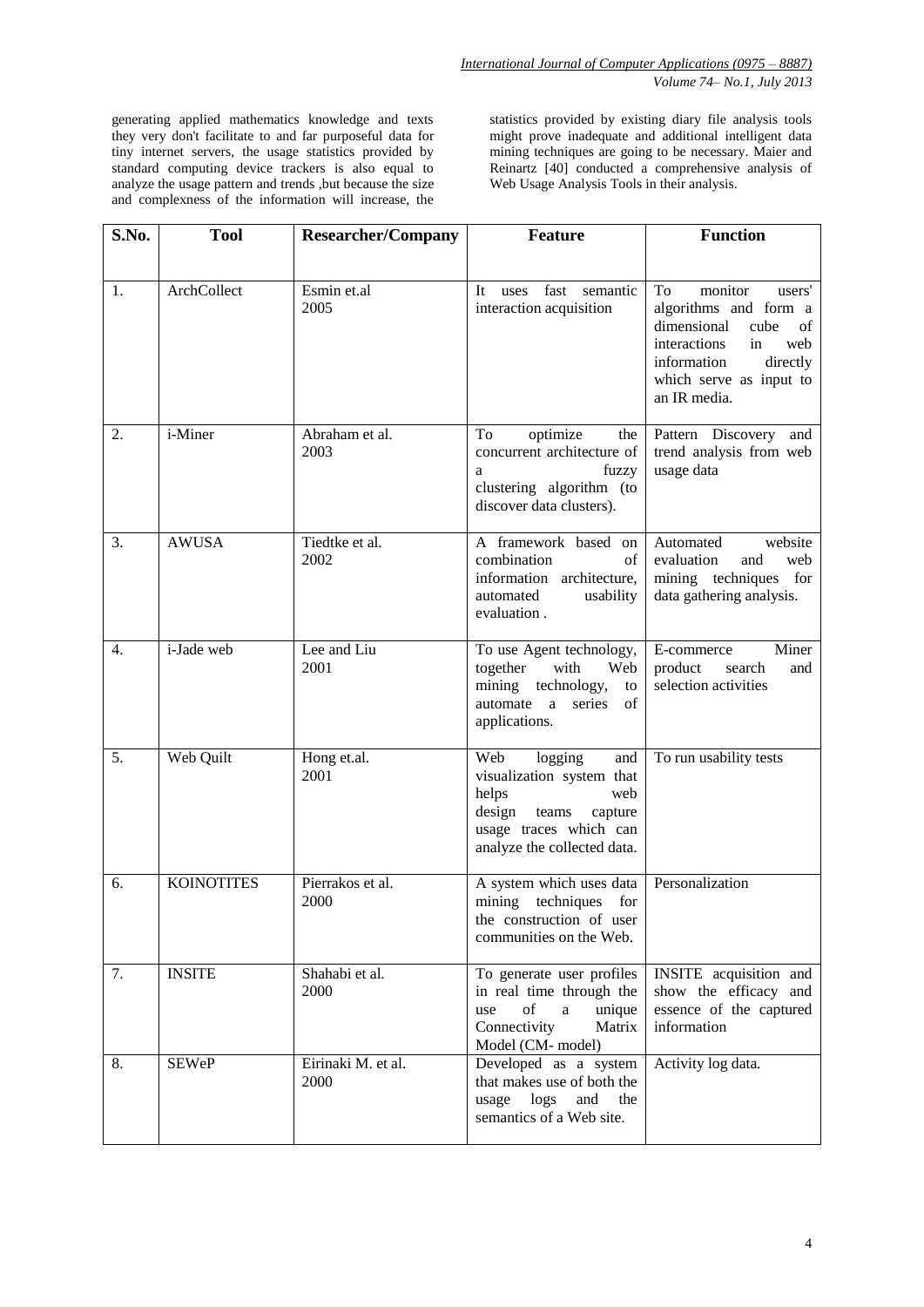generating applied mathematics knowledge and texts they very don't facilitate to and far purposeful data for tiny internet servers, the usage statistics provided by standard computing device trackers is also equal to analyze the usage pattern and trends ,but because the size and complexness of the information will increase, the statistics provided by existing diary file analysis tools might prove inadequate and additional intelligent data mining techniques are going to be necessary. Maier and Reinartz [40] conducted a comprehensive analysis of Web Usage Analysis Tools in their analysis.

| S.No. | Tool | Researcher/Company | Feature | Function |
|---|---|---|---|---|
| 1. | ArchCollect | Esmin et.al 2005 | It uses fast semantic interaction acquisition | To monitor users' algorithms and form a dimensional cube of interactions in web information directly which serve as input to an IR media. |
| 2. | i-Miner | Abraham et al. 2003 | To optimize the concurrent architecture of a fuzzy clustering algorithm (to discover data clusters). | Pattern Discovery and trend analysis from web usage data |
| 3. | AWUSA | Tiedtke et al. 2002 | A framework based on combination of information architecture, automated usability evaluation . | Automated website evaluation and web mining techniques for data gathering analysis. |
| 4. | i-Jade web | Lee and Liu 2001 | To use Agent technology, together with Web mining technology, to automate a series of applications. | E-commerce Miner product search and selection activities |
| 5. | Web Quilt | Hong et.al. 2001 | Web logging and visualization system that helps web design teams capture usage traces which can analyze the collected data. | To run usability tests |
| 6. | KOINOTITES | Pierrakos et al. 2000 | A system which uses data mining techniques for the construction of user communities on the Web. | Personalization |
| 7. | INSITE | Shahabi et al. 2000 | To generate user profiles in real time through the use of a unique Connectivity Matrix Model (CM- model) | INSITE acquisition and show the efficacy and essence of the captured information |
| 8. | SEWeP | Eirinaki M. et al. 2000 | Developed as a system that makes use of both the usage logs and the semantics of a Web site. | Activity log data. |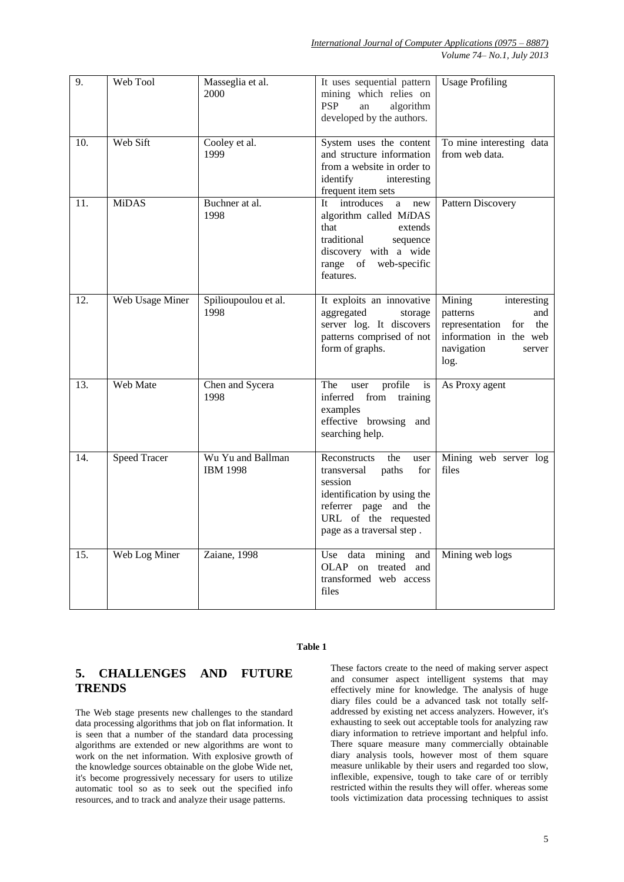| 9. | Web Tool | Masseglia et al. 2000 | It uses sequential pattern mining which relies on PSP an algorithm developed by the authors. | Usage Profiling |
|---|---|---|---|---|
| 10. | Web Sift | Cooley et al. 1999 | System uses the content and structure information from a website in order to identify interesting frequent item sets | To mine interesting data from web data. |
| 11. | MiDAS | Buchner at al. 1998 | It introduces a new algorithm called M*i*DAS that extends traditional sequence discovery with a wide range of web-specific features. | Pattern Discovery |
| 12. | Web Usage Miner | Spilioupoulou et al. 1998 | It exploits an innovative aggregated storage server log. It discovers patterns comprised of not form of graphs. | Mining interesting patterns and representation for the information in the web navigation server log. |
| 13. | Web Mate | Chen and Sycera 1998 | The user profile is inferred from training examples effective browsing and searching help. | As Proxy agent |
| 14. | Speed Tracer | Wu Yu and Ballman IBM 1998 | Reconstructs the user transversal paths for session identification by using the referrer page and the URL of the requested page as a traversal step . | Mining web server log files |
| 15. | Web Log Miner | Zaiane, 1998 | Use data mining and OLAP on treated and transformed web access files | Mining web logs |

**Table 1**

## 5. CHALLENGES AND FUTURE TRENDS

The Web stage presents new challenges to the standard data processing algorithms that job on flat information. It is seen that a number of the standard data processing algorithms are extended or new algorithms are wont to work on the net information. With explosive growth of the knowledge sources obtainable on the globe Wide net, it's become progressively necessary for users to utilize automatic tool so as to seek out the specified info resources, and to track and analyze their usage patterns.

These factors create to the need of making server aspect and consumer aspect intelligent systems that may effectively mine for knowledge. The analysis of huge diary files could be a advanced task not totally self-addressed by existing net access analyzers. However, it's exhausting to seek out acceptable tools for analyzing raw diary information to retrieve important and helpful info. There square measure many commercially obtainable diary analysis tools, however most of them square measure unlikable by their users and regarded too slow, inflexible, expensive, tough to take care of or terribly restricted within the results they will offer. whereas some tools victimization data processing techniques to assist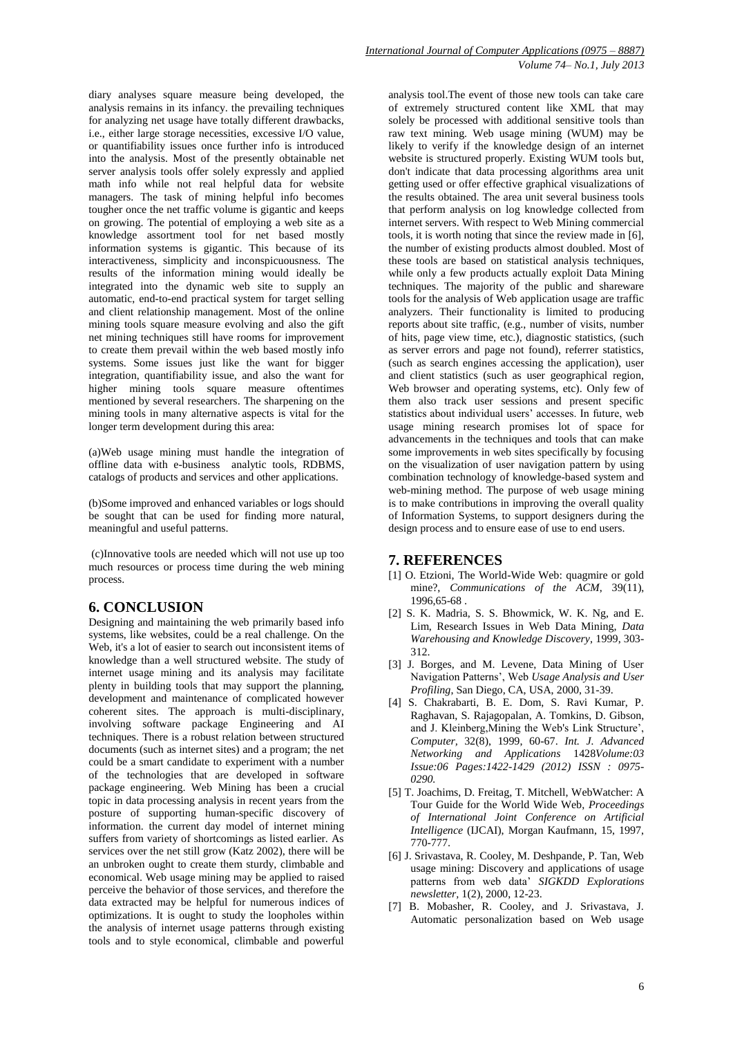diary analyses square measure being developed, the analysis remains in its infancy. the prevailing techniques for analyzing net usage have totally different drawbacks, i.e., either large storage necessities, excessive I/O value, or quantifiability issues once further info is introduced into the analysis. Most of the presently obtainable net server analysis tools offer solely expressly and applied math info while not real helpful data for website managers. The task of mining helpful info becomes tougher once the net traffic volume is gigantic and keeps on growing. The potential of employing a web site as a knowledge assortment tool for net based mostly information systems is gigantic. This because of its interactiveness, simplicity and inconspicuousness. The results of the information mining would ideally be integrated into the dynamic web site to supply an automatic, end-to-end practical system for target selling and client relationship management. Most of the online mining tools square measure evolving and also the gift net mining techniques still have rooms for improvement to create them prevail within the web based mostly info systems. Some issues just like the want for bigger integration, quantifiability issue, and also the want for higher mining tools square measure oftentimes mentioned by several researchers. The sharpening on the mining tools in many alternative aspects is vital for the longer term development during this area:

(a)Web usage mining must handle the integration of offline data with e-business analytic tools, RDBMS, catalogs of products and services and other applications.

(b)Some improved and enhanced variables or logs should be sought that can be used for finding more natural, meaningful and useful patterns.

(c)Innovative tools are needed which will not use up too much resources or process time during the web mining process.

## 6. CONCLUSION

Designing and maintaining the web primarily based info systems, like websites, could be a real challenge. On the Web, it's a lot of easier to search out inconsistent items of knowledge than a well structured website. The study of internet usage mining and its analysis may facilitate plenty in building tools that may support the planning, development and maintenance of complicated however coherent sites. The approach is multi-disciplinary, involving software package Engineering and AI techniques. There is a robust relation between structured documents (such as internet sites) and a program; the net could be a smart candidate to experiment with a number of the technologies that are developed in software package engineering. Web Mining has been a crucial topic in data processing analysis in recent years from the posture of supporting human-specific discovery of information. the current day model of internet mining suffers from variety of shortcomings as listed earlier. As services over the net still grow (Katz 2002), there will be an unbroken ought to create them sturdy, climbable and economical. Web usage mining may be applied to raised perceive the behavior of those services, and therefore the data extracted may be helpful for numerous indices of optimizations. It is ought to study the loopholes within the analysis of internet usage patterns through existing tools and to style economical, climbable and powerful analysis tool.The event of those new tools can take care of extremely structured content like XML that may solely be processed with additional sensitive tools than raw text mining. Web usage mining (WUM) may be likely to verify if the knowledge design of an internet website is structured properly. Existing WUM tools but, don't indicate that data processing algorithms area unit getting used or offer effective graphical visualizations of the results obtained. The area unit several business tools that perform analysis on log knowledge collected from internet servers. With respect to Web Mining commercial tools, it is worth noting that since the review made in [6], the number of existing products almost doubled. Most of these tools are based on statistical analysis techniques, while only a few products actually exploit Data Mining techniques. The majority of the public and shareware tools for the analysis of Web application usage are traffic analyzers. Their functionality is limited to producing reports about site traffic, (e.g., number of visits, number of hits, page view time, etc.), diagnostic statistics, (such as server errors and page not found), referrer statistics, (such as search engines accessing the application), user and client statistics (such as user geographical region, Web browser and operating systems, etc). Only few of them also track user sessions and present specific statistics about individual users' accesses. In future, web usage mining research promises lot of space for advancements in the techniques and tools that can make some improvements in web sites specifically by focusing on the visualization of user navigation pattern by using combination technology of knowledge-based system and web-mining method. The purpose of web usage mining is to make contributions in improving the overall quality of Information Systems, to support designers during the design process and to ensure ease of use to end users.

## 7. REFERENCES

[1] O. Etzioni, The World-Wide Web: quagmire or gold mine?, *Communications of the ACM*, 39(11), 1996,65-68 .

[2] S. K. Madria, S. S. Bhowmick, W. K. Ng, and E. Lim, Research Issues in Web Data Mining, *Data Warehousing and Knowledge Discovery*, 1999, 303-312.

[3] J. Borges, and M. Levene, Data Mining of User Navigation Patterns', Web *Usage Analysis and User Profiling*, San Diego, CA, USA, 2000, 31-39.

[4] S. Chakrabarti, B. E. Dom, S. Ravi Kumar, P. Raghavan, S. Rajagopalan, A. Tomkins, D. Gibson, and J. Kleinberg,Mining the Web's Link Structure', *Computer*, 32(8), 1999, 60-67. *Int. J. Advanced Networking and Applications* 1428*Volume:03 Issue:06 Pages:1422-1429 (2012) ISSN : 0975-0290.*

[5] T. Joachims, D. Freitag, T. Mitchell, WebWatcher: A Tour Guide for the World Wide Web, *Proceedings of International Joint Conference on Artificial Intelligence* (IJCAI), Morgan Kaufmann, 15, 1997, 770-777.

[6] J. Srivastava, R. Cooley, M. Deshpande, P. Tan, Web usage mining: Discovery and applications of usage patterns from web data' *SIGKDD Explorations newsletter*, 1(2), 2000, 12-23.

[7] B. Mobasher, R. Cooley, and J. Srivastava, J. Automatic personalization based on Web usage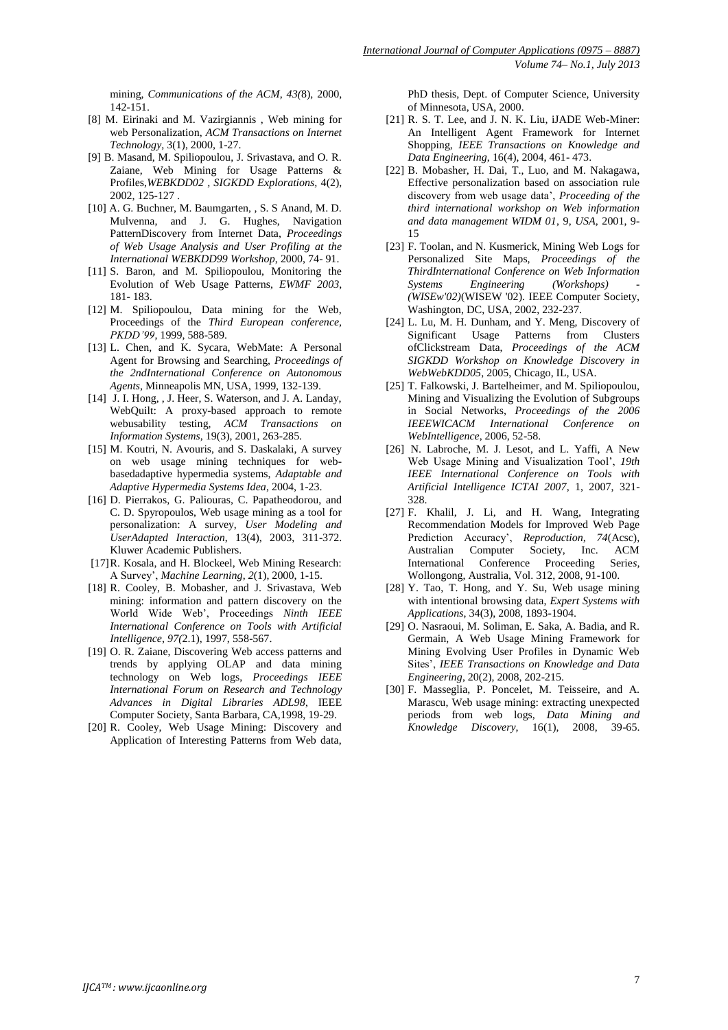mining, *Communications of the ACM*, *43(*8), 2000, 142-151.

[8] M. Eirinaki and M. Vazirgiannis , Web mining for web Personalization, *ACM Transactions on Internet Technology*, 3(1), 2000, 1-27.

[9] B. Masand, M. Spiliopoulou, J. Srivastava, and O. R. Zaiane, Web Mining for Usage Patterns & Profiles,*WEBKDD02 , SIGKDD Explorations*, 4(2), 2002, 125-127 .

[10] A. G. Buchner, M. Baumgarten, , S. S Anand, M. D. Mulvenna, and J. G. Hughes, Navigation PatternDiscovery from Internet Data, *Proceedings of Web Usage Analysis and User Profiling at the International WEBKDD99 Workshop*, 2000, 74- 91.

[11] S. Baron, and M. Spiliopoulou, Monitoring the Evolution of Web Usage Patterns, *EWMF 2003*, 181- 183.

[12] M. Spiliopoulou, Data mining for the Web, Proceedings of the *Third European conference, PKDD'99*, 1999, 588-589.

[13] L. Chen, and K. Sycara, WebMate: A Personal Agent for Browsing and Searching, *Proceedings of the 2ndInternational Conference on Autonomous Agents*, Minneapolis MN, USA, 1999, 132-139.

[14] J. I. Hong, , J. Heer, S. Waterson, and J. A. Landay, WebQuilt: A proxy-based approach to remote webusability testing, *ACM Transactions on Information Systems*, 19(3), 2001, 263-285.

[15] M. Koutri, N. Avouris, and S. Daskalaki, A survey on web usage mining techniques for web-basedadaptive hypermedia systems, *Adaptable and Adaptive Hypermedia Systems Idea*, 2004, 1-23.

[16] D. Pierrakos, G. Paliouras, C. Papatheodorou, and C. D. Spyropoulos, Web usage mining as a tool for personalization: A survey, *User Modeling and UserAdapted Interaction,* 13(4), 2003, 311-372. Kluwer Academic Publishers.

[17] R. Kosala, and H. Blockeel, Web Mining Research: A Survey', *Machine Learning*, *2*(1), 2000, 1-15.

[18] R. Cooley, B. Mobasher, and J. Srivastava, Web mining: information and pattern discovery on the World Wide Web', Proceedings *Ninth IEEE International Conference on Tools with Artificial Intelligence*, *97(*2.1), 1997, 558-567.

[19] O. R. Zaiane, Discovering Web access patterns and trends by applying OLAP and data mining technology on Web logs, *Proceedings IEEE International Forum on Research and Technology Advances in Digital Libraries ADL98*, IEEE Computer Society, Santa Barbara, CA,1998, 19-29.

[20] R. Cooley, Web Usage Mining: Discovery and Application of Interesting Patterns from Web data, PhD thesis, Dept. of Computer Science, University of Minnesota, USA, 2000.

[21] R. S. T. Lee, and J. N. K. Liu, iJADE Web-Miner: An Intelligent Agent Framework for Internet Shopping, *IEEE Transactions on Knowledge and Data Engineering,* 16(4), 2004, 461- 473.

[22] B. Mobasher, H. Dai, T., Luo, and M. Nakagawa, Effective personalization based on association rule discovery from web usage data', *Proceeding of the third international workshop on Web information and data management WIDM 01*, 9, *USA,* 2001, 9-15

[23] F. Toolan, and N. Kusmerick, Mining Web Logs for Personalized Site Maps, *Proceedings of the ThirdInternational Conference on Web Information Systems Engineering (Workshops) - (WISEw'02)*(WISEW '02). IEEE Computer Society, Washington, DC, USA, 2002, 232-237.

[24] L. Lu, M. H. Dunham, and Y. Meng, Discovery of Significant Usage Patterns from Clusters ofClickstream Data, *Proceedings of the ACM SIGKDD Workshop on Knowledge Discovery in WebWebKDD05*, 2005, Chicago, IL, USA.

[25] T. Falkowski, J. Bartelheimer, and M. Spiliopoulou, Mining and Visualizing the Evolution of Subgroups in Social Networks, *Proceedings of the 2006 IEEEWICACM International Conference on WebIntelligence,* 2006, 52-58.

[26] N. Labroche, M. J. Lesot, and L. Yaffi, A New Web Usage Mining and Visualization Tool', *19th IEEE International Conference on Tools with Artificial Intelligence ICTAI 2007*, 1, 2007, 321-328.

[27] F. Khalil, J. Li, and H. Wang, Integrating Recommendation Models for Improved Web Page Prediction Accuracy', *Reproduction, 74*(Acsc), Australian Computer Society, Inc. ACM International Conference Proceeding Series, Wollongong, Australia, Vol. 312, 2008, 91-100.

[28] Y. Tao, T. Hong, and Y. Su, Web usage mining with intentional browsing data, *Expert Systems with Applications*, 34(3), 2008, 1893-1904.

[29] O. Nasraoui, M. Soliman, E. Saka, A. Badia, and R. Germain, A Web Usage Mining Framework for Mining Evolving User Profiles in Dynamic Web Sites', *IEEE Transactions on Knowledge and Data Engineering*, 20(2), 2008, 202-215.

[30] F. Masseglia, P. Poncelet, M. Teisseire, and A. Marascu, Web usage mining: extracting unexpected periods from web logs, *Data Mining and Knowledge Discovery*, 16(1), 2008, 39-65.